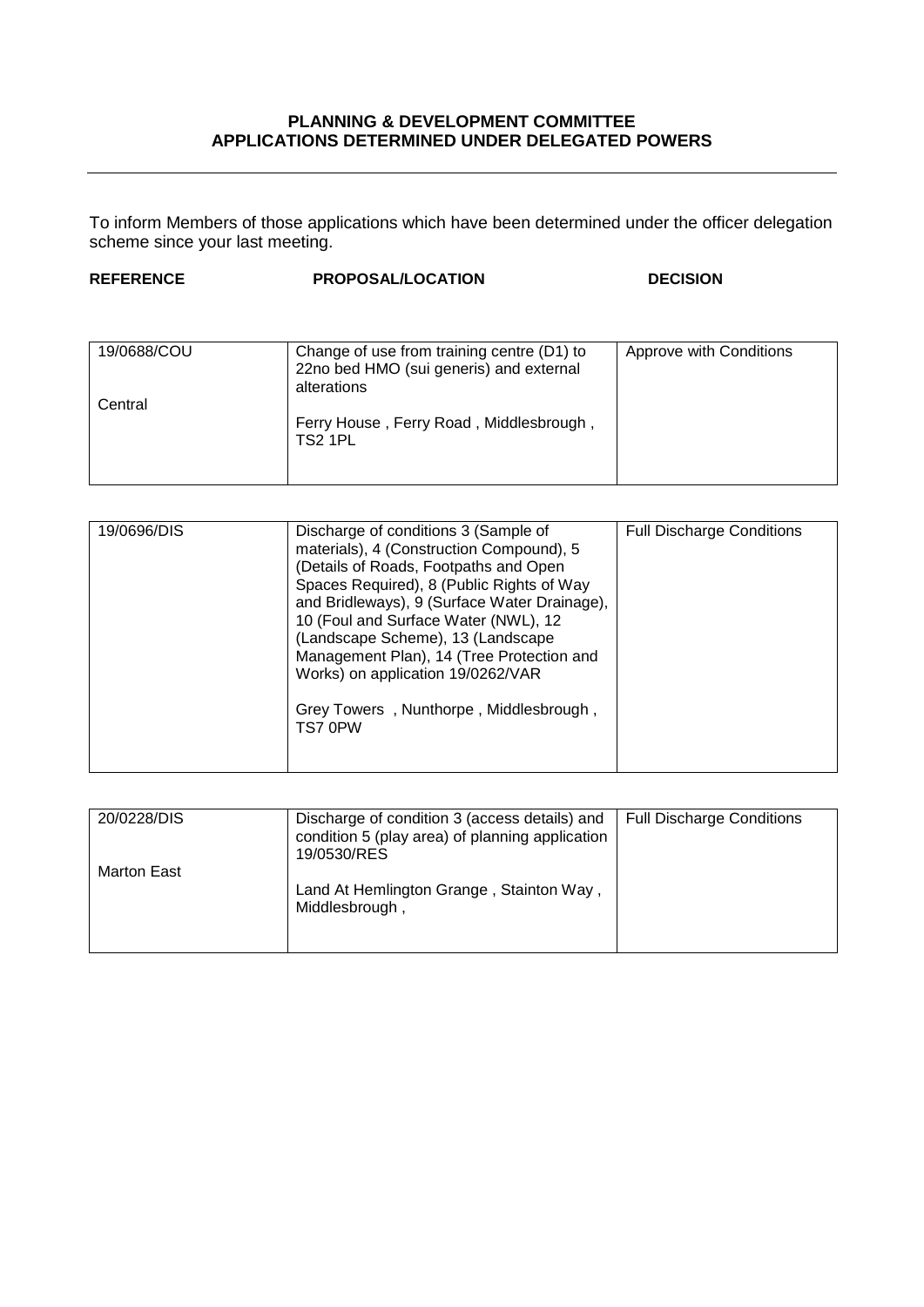**PLANNING & DEVELOPMENT COMMITTEE**
**APPLICATIONS DETERMINED UNDER DELEGATED POWERS**

---

To inform Members of those applications which have been determined under the officer delegation scheme since your last meeting.

| REFERENCE | PROPOSAL/LOCATION | DECISION |
|---|---|---|
| 19/0688/COU<br><br>Central | Change of use from training centre (D1) to 22no bed HMO (sui generis) and external alterations<br><br>Ferry House , Ferry Road , Middlesbrough , TS2 1PL | Approve with Conditions |
| 19/0696/DIS | Discharge of conditions 3 (Sample of materials), 4 (Construction Compound), 5 (Details of Roads, Footpaths and Open Spaces Required), 8 (Public Rights of Way and Bridleways), 9 (Surface Water Drainage), 10 (Foul and Surface Water (NWL), 12 (Landscape Scheme), 13 (Landscape Management Plan), 14 (Tree Protection and Works) on application 19/0262/VAR<br><br>Grey Towers , Nunthorpe , Middlesbrough , TS7 0PW | Full Discharge Conditions |
| 20/0228/DIS<br><br>Marton East | Discharge of condition 3 (access details) and condition 5 (play area) of planning application 19/0530/RES<br><br>Land At Hemlington Grange , Stainton Way , Middlesbrough , | Full Discharge Conditions |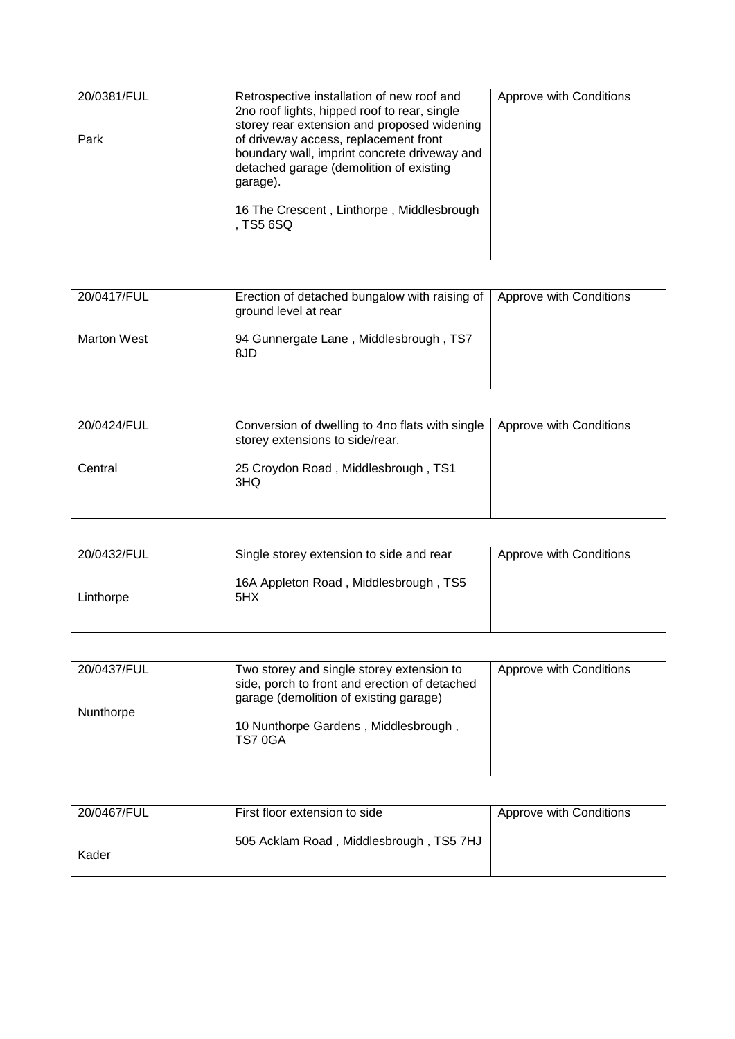| 20/0381/FUL<br><br>Park | Retrospective installation of new roof and 2no roof lights, hipped roof to rear, single storey rear extension and proposed widening of driveway access, replacement front boundary wall, imprint concrete driveway and detached garage (demolition of existing garage).<br><br>16 The Crescent , Linthorpe , Middlesbrough , TS5 6SQ | Approve with Conditions |
|---|---|---|

| 20/0417/FUL<br><br>Marton West | Erection of detached bungalow with raising of ground level at rear<br><br>94 Gunnergate Lane , Middlesbrough , TS7 8JD | Approve with Conditions |
|---|---|---|

| 20/0424/FUL<br><br>Central | Conversion of dwelling to 4no flats with single storey extensions to side/rear.<br><br>25 Croydon Road , Middlesbrough , TS1 3HQ | Approve with Conditions |
|---|---|---|

| 20/0432/FUL<br><br>Linthorpe | Single storey extension to side and rear<br><br>16A Appleton Road , Middlesbrough , TS5 5HX | Approve with Conditions |
|---|---|---|

| 20/0437/FUL<br><br>Nunthorpe | Two storey and single storey extension to side, porch to front and erection of detached garage (demolition of existing garage)<br><br>10 Nunthorpe Gardens , Middlesbrough , TS7 0GA | Approve with Conditions |
|---|---|---|

| 20/0467/FUL<br><br>Kader | First floor extension to side<br><br>505 Acklam Road , Middlesbrough , TS5 7HJ | Approve with Conditions |
|---|---|---|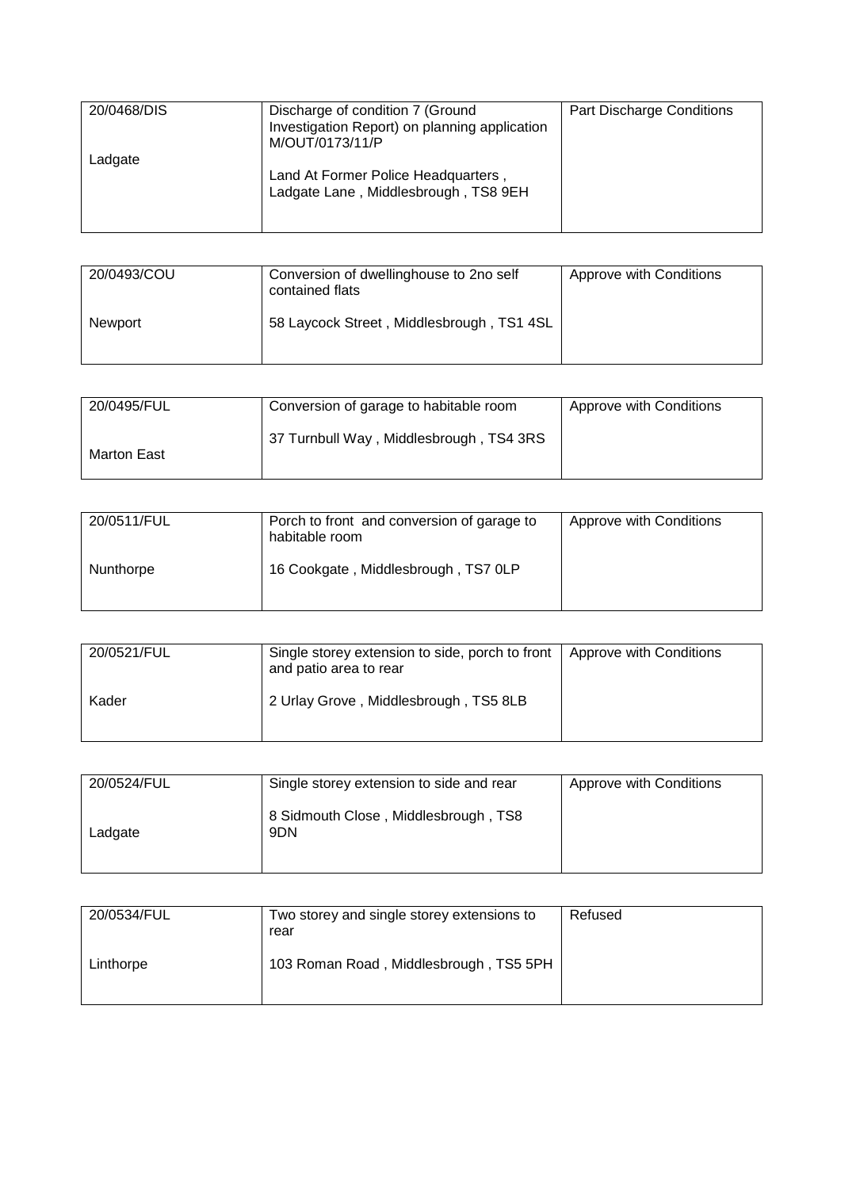| | | |
|---|---|---|
| 20/0468/DIS<br><br>Ladgate | Discharge of condition 7 (Ground Investigation Report) on planning application M/OUT/0173/11/P<br><br>Land At Former Police Headquarters , Ladgate Lane , Middlesbrough , TS8 9EH | Part Discharge Conditions |

| | | |
|---|---|---|
| 20/0493/COU<br><br>Newport | Conversion of dwellinghouse to 2no self contained flats<br><br>58 Laycock Street , Middlesbrough , TS1 4SL | Approve with Conditions |

| | | |
|---|---|---|
| 20/0495/FUL<br><br>Marton East | Conversion of garage to habitable room<br><br>37 Turnbull Way , Middlesbrough , TS4 3RS | Approve with Conditions |

| | | |
|---|---|---|
| 20/0511/FUL<br><br>Nunthorpe | Porch to front and conversion of garage to habitable room<br><br>16 Cookgate , Middlesbrough , TS7 0LP | Approve with Conditions |

| | | |
|---|---|---|
| 20/0521/FUL<br><br>Kader | Single storey extension to side, porch to front and patio area to rear<br><br>2 Urlay Grove , Middlesbrough , TS5 8LB | Approve with Conditions |

| | | |
|---|---|---|
| 20/0524/FUL<br><br>Ladgate | Single storey extension to side and rear<br><br>8 Sidmouth Close , Middlesbrough , TS8 9DN | Approve with Conditions |

| | | |
|---|---|---|
| 20/0534/FUL<br><br>Linthorpe | Two storey and single storey extensions to rear<br><br>103 Roman Road , Middlesbrough , TS5 5PH | Refused |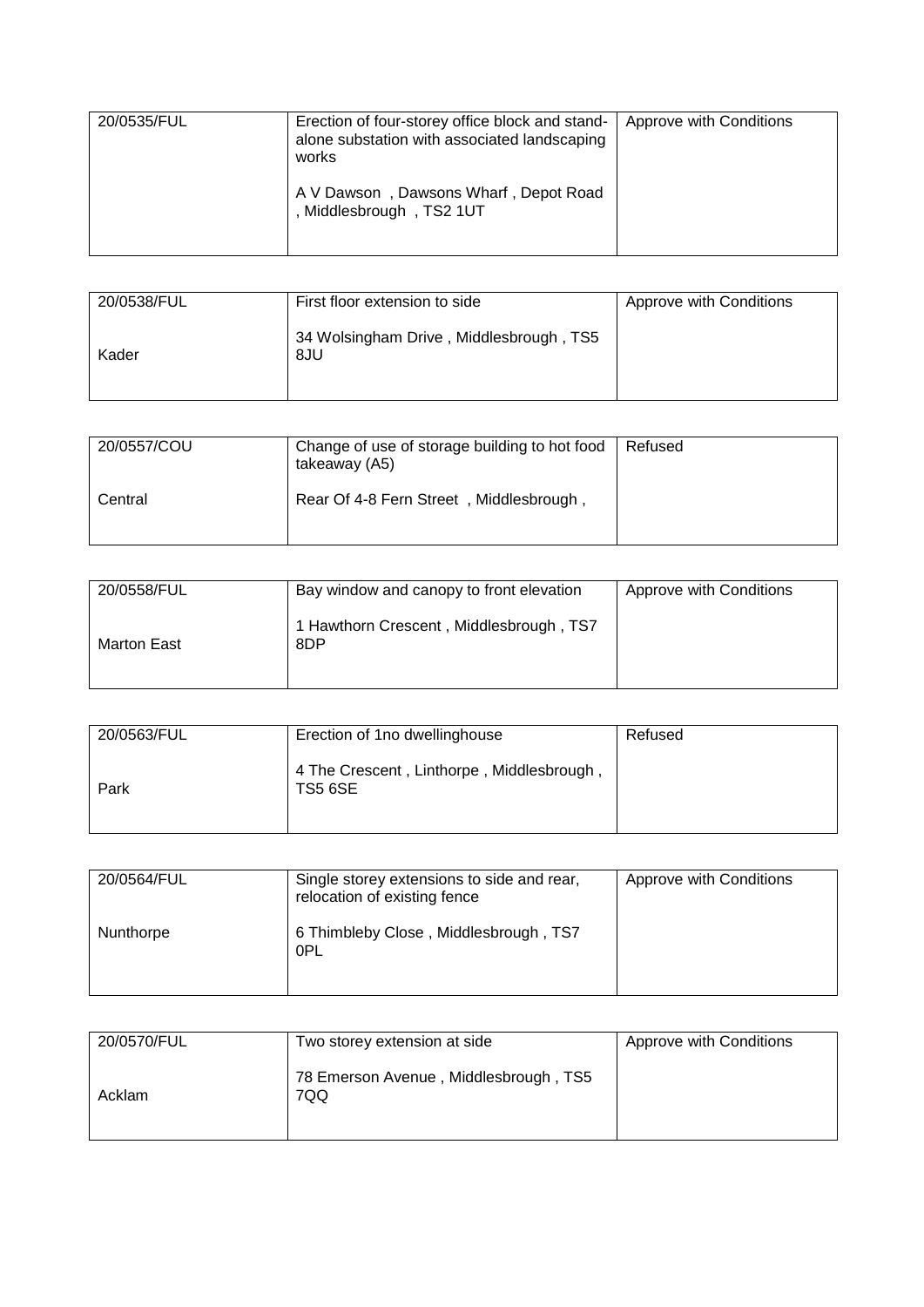| 20/0535/FUL | Erection of four-storey office block and stand-alone substation with associated landscaping works<br><br>A V Dawson , Dawsons Wharf , Depot Road , Middlesbrough , TS2 1UT | Approve with Conditions |
|---|---|---|

| 20/0538/FUL<br><br>Kader | First floor extension to side<br><br>34 Wolsingham Drive , Middlesbrough , TS5 8JU | Approve with Conditions |
|---|---|---|

| 20/0557/COU<br><br>Central | Change of use of storage building to hot food takeaway (A5)<br><br>Rear Of 4-8 Fern Street , Middlesbrough , | Refused |
|---|---|---|

| 20/0558/FUL<br><br>Marton East | Bay window and canopy to front elevation<br><br>1 Hawthorn Crescent , Middlesbrough , TS7 8DP | Approve with Conditions |
|---|---|---|

| 20/0563/FUL<br><br>Park | Erection of 1no dwellinghouse<br><br>4 The Crescent , Linthorpe , Middlesbrough , TS5 6SE | Refused |
|---|---|---|

| 20/0564/FUL<br><br>Nunthorpe | Single storey extensions to side and rear, relocation of existing fence<br><br>6 Thimbleby Close , Middlesbrough , TS7 0PL | Approve with Conditions |
|---|---|---|

| 20/0570/FUL<br><br>Acklam | Two storey extension at side<br><br>78 Emerson Avenue , Middlesbrough , TS5 7QQ | Approve with Conditions |
|---|---|---|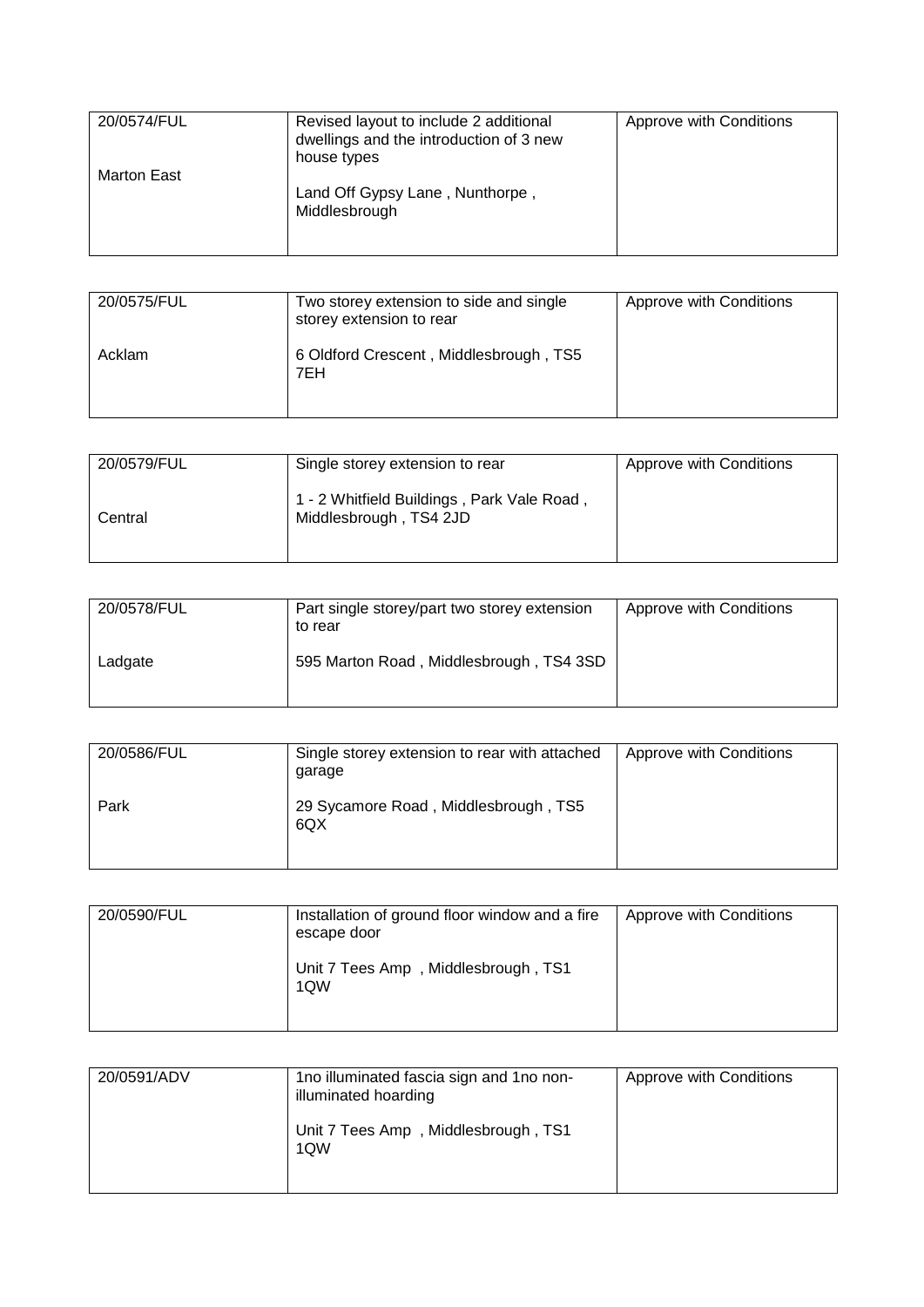| 20/0574/FUL<br><br>Marton East | Revised layout to include 2 additional dwellings and the introduction of 3 new house types<br><br>Land Off Gypsy Lane , Nunthorpe , Middlesbrough | Approve with Conditions |
|---|---|---|

| 20/0575/FUL<br><br>Acklam | Two storey extension to side and single storey extension to rear<br><br>6 Oldford Crescent , Middlesbrough , TS5 7EH | Approve with Conditions |
|---|---|---|

| 20/0579/FUL<br><br>Central | Single storey extension to rear<br><br>1 - 2 Whitfield Buildings , Park Vale Road , Middlesbrough , TS4 2JD | Approve with Conditions |
|---|---|---|

| 20/0578/FUL<br><br>Ladgate | Part single storey/part two storey extension to rear<br><br>595 Marton Road , Middlesbrough , TS4 3SD | Approve with Conditions |
|---|---|---|

| 20/0586/FUL<br><br>Park | Single storey extension to rear with attached garage<br><br>29 Sycamore Road , Middlesbrough , TS5 6QX | Approve with Conditions |
|---|---|---|

| 20/0590/FUL | Installation of ground floor window and a fire escape door<br><br>Unit 7 Tees Amp , Middlesbrough , TS1 1QW | Approve with Conditions |
|---|---|---|

| 20/0591/ADV | 1no illuminated fascia sign and 1no non-illuminated hoarding<br><br>Unit 7 Tees Amp , Middlesbrough , TS1 1QW | Approve with Conditions |
|---|---|---|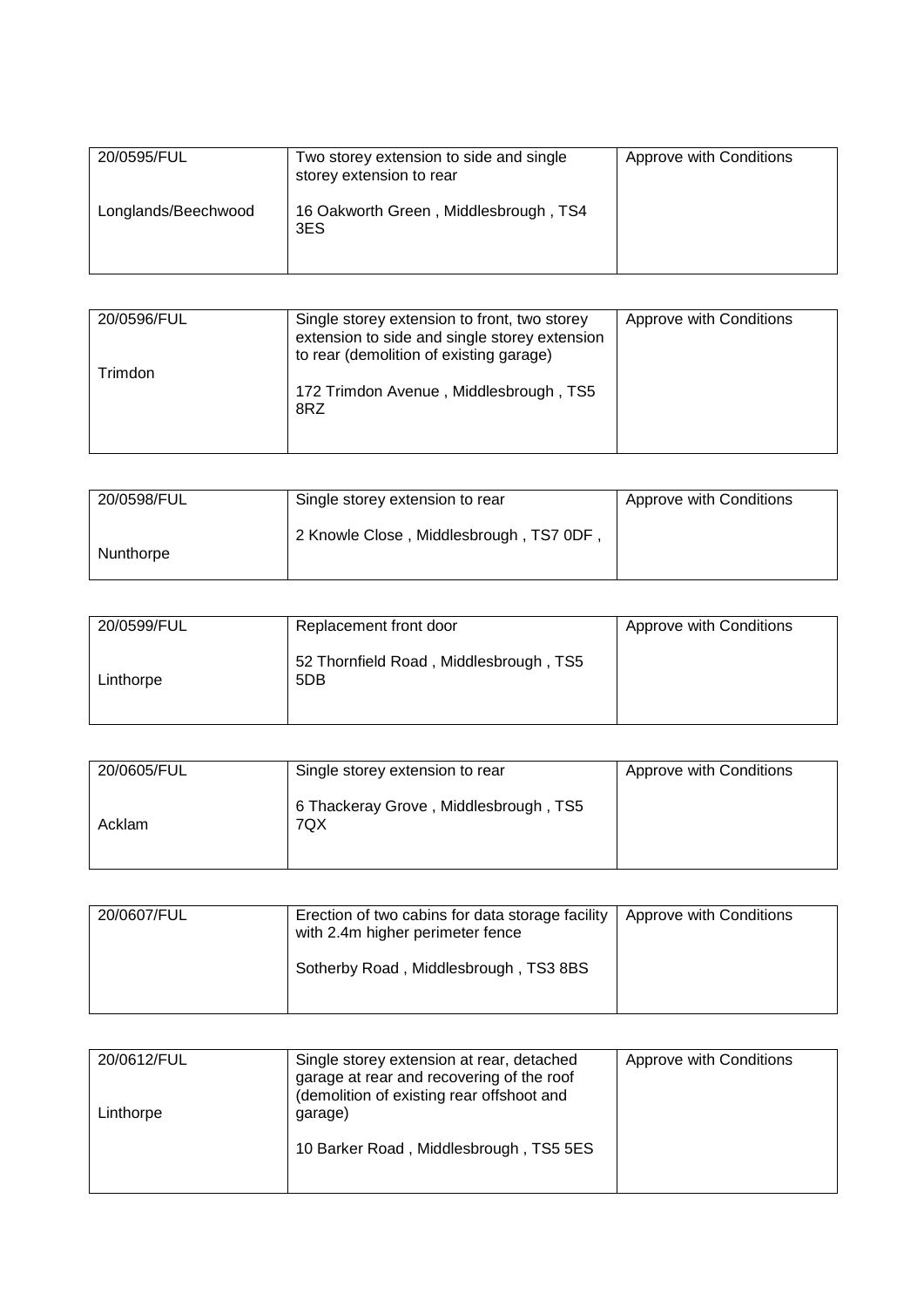| 20/0595/FUL<br><br>Longlands/Beechwood | Two storey extension to side and single storey extension to rear<br><br>16 Oakworth Green , Middlesbrough , TS4 3ES | Approve with Conditions |
|---|---|---|

| 20/0596/FUL<br><br>Trimdon | Single storey extension to front, two storey extension to side and single storey extension to rear (demolition of existing garage)<br><br>172 Trimdon Avenue , Middlesbrough , TS5 8RZ | Approve with Conditions |
|---|---|---|

| 20/0598/FUL<br><br>Nunthorpe | Single storey extension to rear<br><br>2 Knowle Close , Middlesbrough , TS7 0DF , | Approve with Conditions |
|---|---|---|

| 20/0599/FUL<br><br>Linthorpe | Replacement front door<br><br>52 Thornfield Road , Middlesbrough , TS5 5DB | Approve with Conditions |
|---|---|---|

| 20/0605/FUL<br><br>Acklam | Single storey extension to rear<br><br>6 Thackeray Grove , Middlesbrough , TS5 7QX | Approve with Conditions |
|---|---|---|

| 20/0607/FUL | Erection of two cabins for data storage facility with 2.4m higher perimeter fence<br><br>Sotherby Road , Middlesbrough , TS3 8BS | Approve with Conditions |
|---|---|---|

| 20/0612/FUL<br><br>Linthorpe | Single storey extension at rear, detached garage at rear and recovering of the roof (demolition of existing rear offshoot and garage)<br><br>10 Barker Road , Middlesbrough , TS5 5ES | Approve with Conditions |
|---|---|---|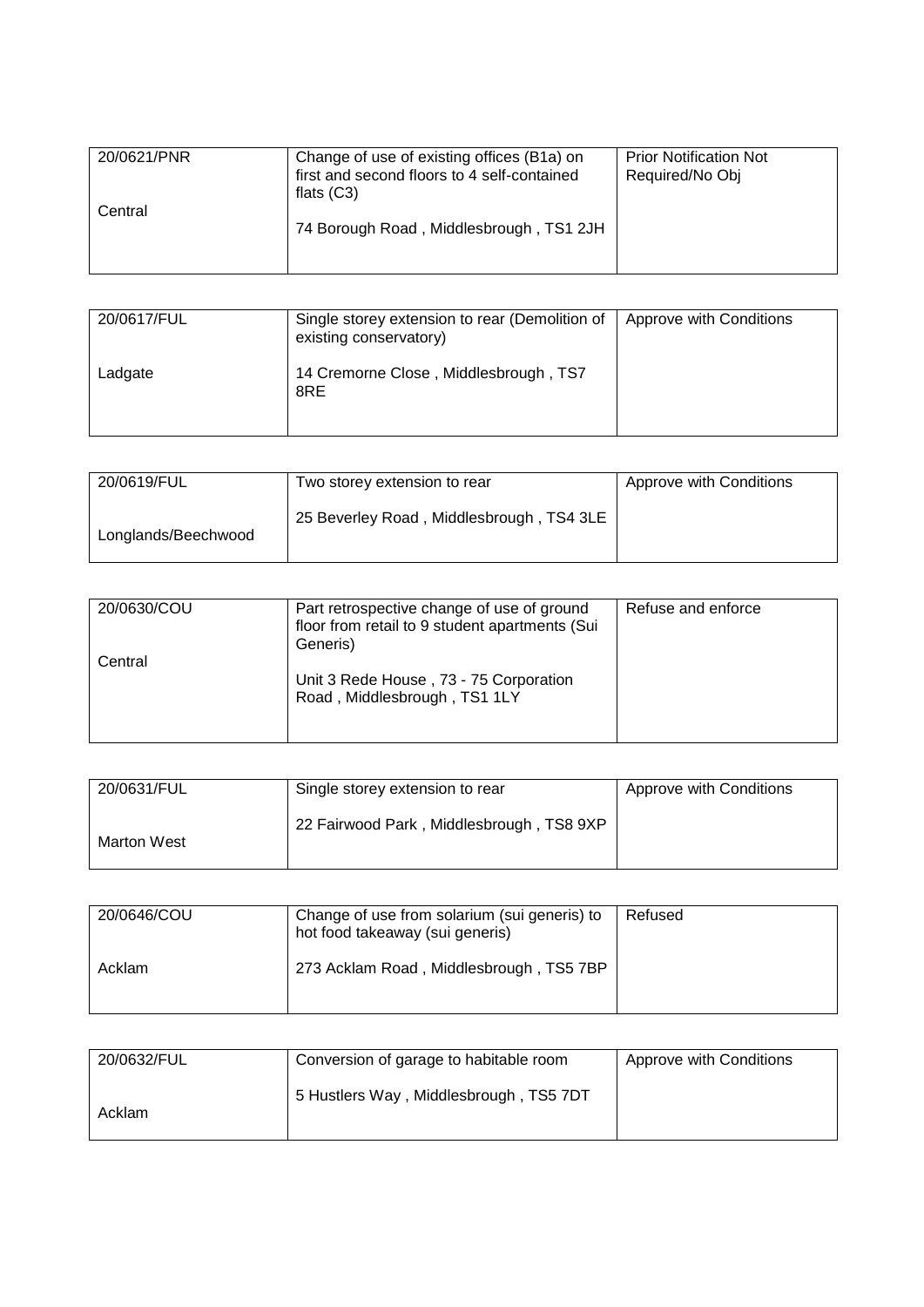| 20/0621/PNR<br><br>Central | Change of use of existing offices (B1a) on first and second floors to 4 self-contained flats (C3)<br><br>74 Borough Road , Middlesbrough , TS1 2JH | Prior Notification Not Required/No Obj |
|---|---|---|

| 20/0617/FUL<br><br>Ladgate | Single storey extension to rear (Demolition of existing conservatory)<br><br>14 Cremorne Close , Middlesbrough , TS7 8RE | Approve with Conditions |
|---|---|---|

| 20/0619/FUL<br><br>Longlands/Beechwood | Two storey extension to rear<br><br>25 Beverley Road , Middlesbrough , TS4 3LE | Approve with Conditions |
|---|---|---|

| 20/0630/COU<br><br>Central | Part retrospective change of use of ground floor from retail to 9 student apartments (Sui Generis)<br><br>Unit 3 Rede House , 73 - 75 Corporation Road , Middlesbrough , TS1 1LY | Refuse and enforce |
|---|---|---|

| 20/0631/FUL<br><br>Marton West | Single storey extension to rear<br><br>22 Fairwood Park , Middlesbrough , TS8 9XP | Approve with Conditions |
|---|---|---|

| 20/0646/COU<br><br>Acklam | Change of use from solarium (sui generis) to hot food takeaway (sui generis)<br><br>273 Acklam Road , Middlesbrough , TS5 7BP | Refused |
|---|---|---|

| 20/0632/FUL<br><br>Acklam | Conversion of garage to habitable room<br><br>5 Hustlers Way , Middlesbrough , TS5 7DT | Approve with Conditions |
|---|---|---|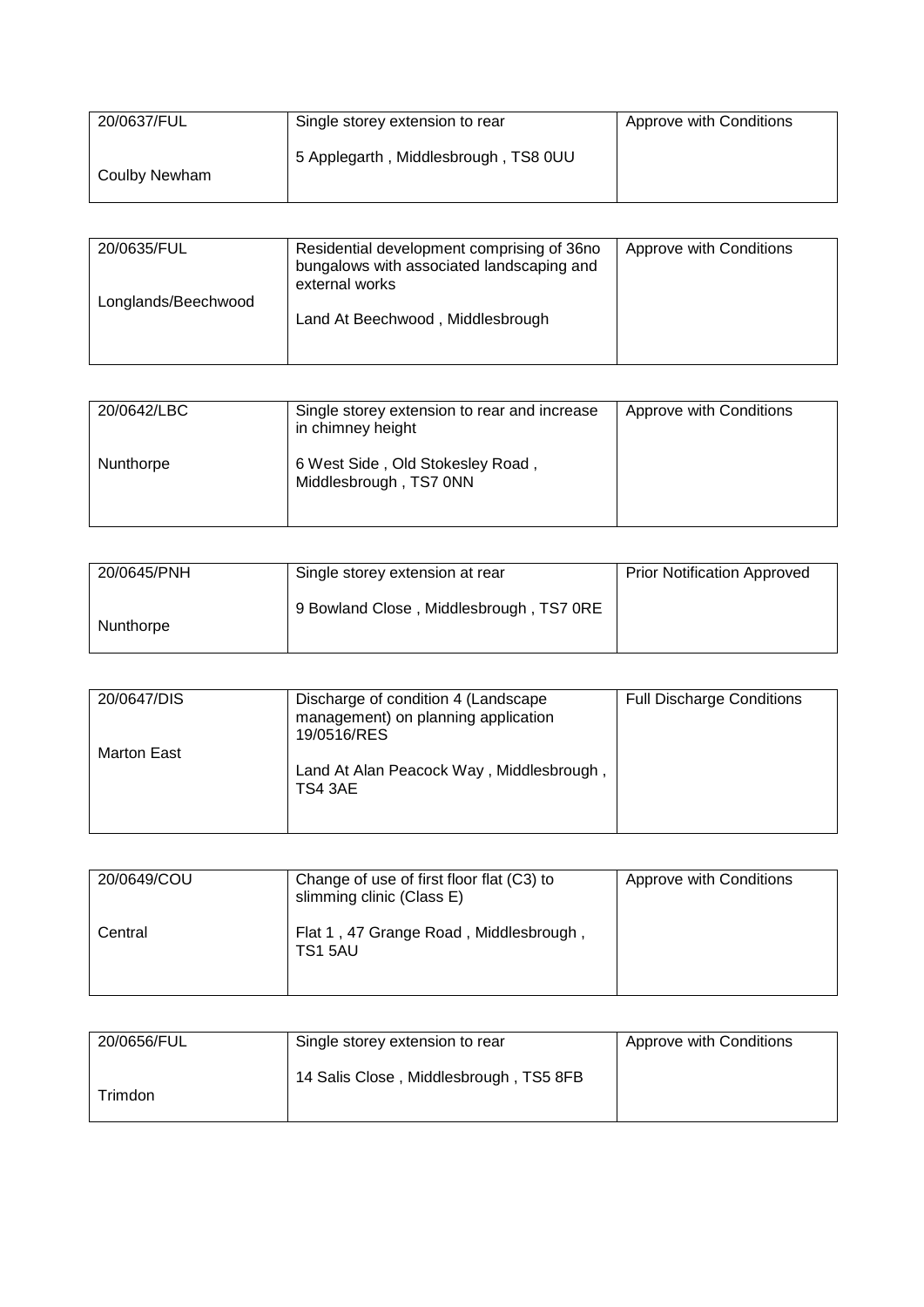| 20/0637/FUL<br><br>Coulby Newham | Single storey extension to rear<br><br>5 Applegarth , Middlesbrough , TS8 0UU | Approve with Conditions |
|---|---|---|

| 20/0635/FUL<br><br>Longlands/Beechwood | Residential development comprising of 36no bungalows with associated landscaping and external works<br><br>Land At Beechwood , Middlesbrough | Approve with Conditions |
|---|---|---|

| 20/0642/LBC<br><br>Nunthorpe | Single storey extension to rear and increase in chimney height<br><br>6 West Side , Old Stokesley Road , Middlesbrough , TS7 0NN | Approve with Conditions |
|---|---|---|

| 20/0645/PNH<br><br>Nunthorpe | Single storey extension at rear<br><br>9 Bowland Close , Middlesbrough , TS7 0RE | Prior Notification Approved |
|---|---|---|

| 20/0647/DIS<br><br>Marton East | Discharge of condition 4 (Landscape management) on planning application 19/0516/RES<br><br>Land At Alan Peacock Way , Middlesbrough , TS4 3AE | Full Discharge Conditions |
|---|---|---|

| 20/0649/COU<br><br>Central | Change of use of first floor flat (C3) to slimming clinic (Class E)<br><br>Flat 1 , 47 Grange Road , Middlesbrough , TS1 5AU | Approve with Conditions |
|---|---|---|

| 20/0656/FUL<br><br>Trimdon | Single storey extension to rear<br><br>14 Salis Close , Middlesbrough , TS5 8FB | Approve with Conditions |
|---|---|---|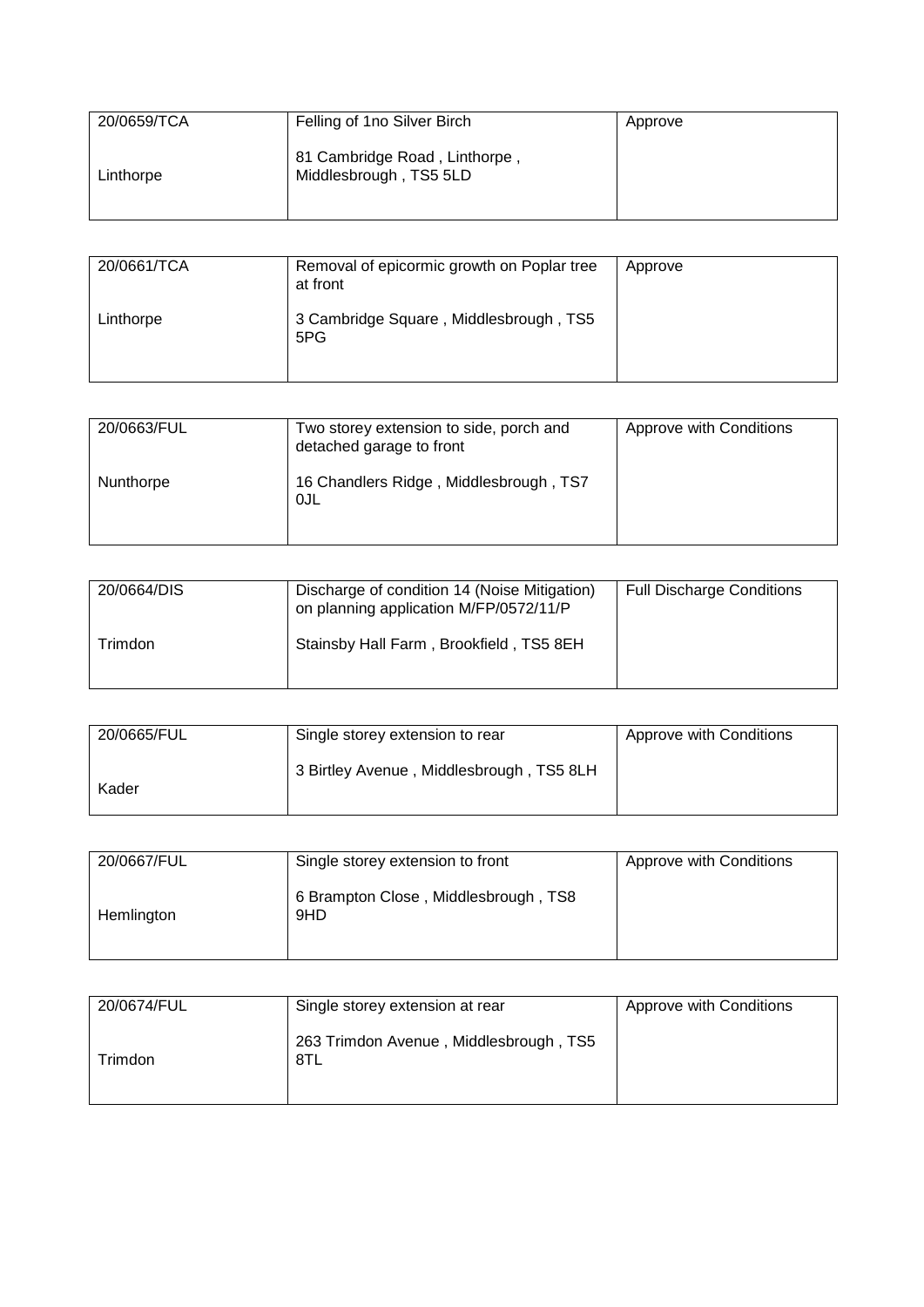| 20/0659/TCA<br><br>Linthorpe | Felling of 1no Silver Birch<br><br>81 Cambridge Road , Linthorpe , Middlesbrough , TS5 5LD | Approve |
|---|---|---|

| 20/0661/TCA<br><br>Linthorpe | Removal of epicormic growth on Poplar tree at front<br><br>3 Cambridge Square , Middlesbrough , TS5 5PG | Approve |
|---|---|---|

| 20/0663/FUL<br><br>Nunthorpe | Two storey extension to side, porch and detached garage to front<br><br>16 Chandlers Ridge , Middlesbrough , TS7 0JL | Approve with Conditions |
|---|---|---|

| 20/0664/DIS<br><br>Trimdon | Discharge of condition 14 (Noise Mitigation) on planning application M/FP/0572/11/P<br><br>Stainsby Hall Farm , Brookfield , TS5 8EH | Full Discharge Conditions |
|---|---|---|

| 20/0665/FUL<br><br>Kader | Single storey extension to rear<br><br>3 Birtley Avenue , Middlesbrough , TS5 8LH | Approve with Conditions |
|---|---|---|

| 20/0667/FUL<br><br>Hemlington | Single storey extension to front<br><br>6 Brampton Close , Middlesbrough , TS8 9HD | Approve with Conditions |
|---|---|---|

| 20/0674/FUL<br><br>Trimdon | Single storey extension at rear<br><br>263 Trimdon Avenue , Middlesbrough , TS5 8TL | Approve with Conditions |
|---|---|---|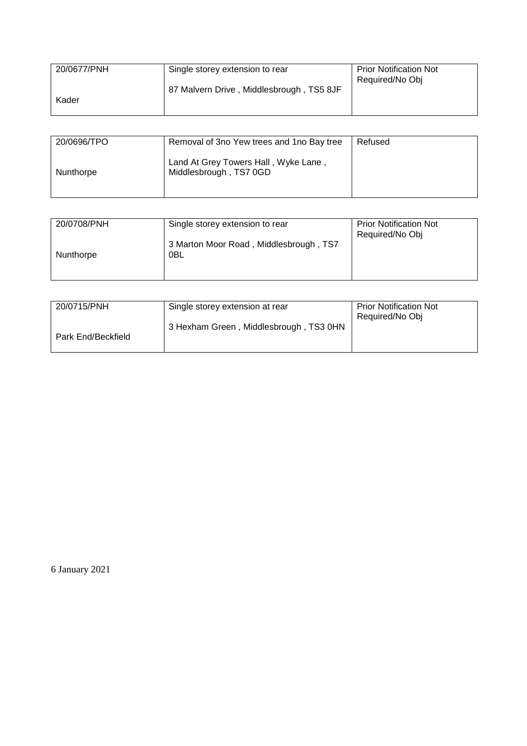| | | |
|---|---|---|
| 20/0677/PNH<br><br>Kader | Single storey extension to rear<br><br>87 Malvern Drive , Middlesbrough , TS5 8JF | Prior Notification Not Required/No Obj |

| | | |
|---|---|---|
| 20/0696/TPO<br><br>Nunthorpe | Removal of 3no Yew trees and 1no Bay tree<br><br>Land At Grey Towers Hall , Wyke Lane , Middlesbrough , TS7 0GD | Refused |

| | | |
|---|---|---|
| 20/0708/PNH<br><br>Nunthorpe | Single storey extension to rear<br><br>3 Marton Moor Road , Middlesbrough , TS7 0BL | Prior Notification Not Required/No Obj |

| | | |
|---|---|---|
| 20/0715/PNH<br><br>Park End/Beckfield | Single storey extension at rear<br><br>3 Hexham Green , Middlesbrough , TS3 0HN | Prior Notification Not Required/No Obj |

6 January 2021